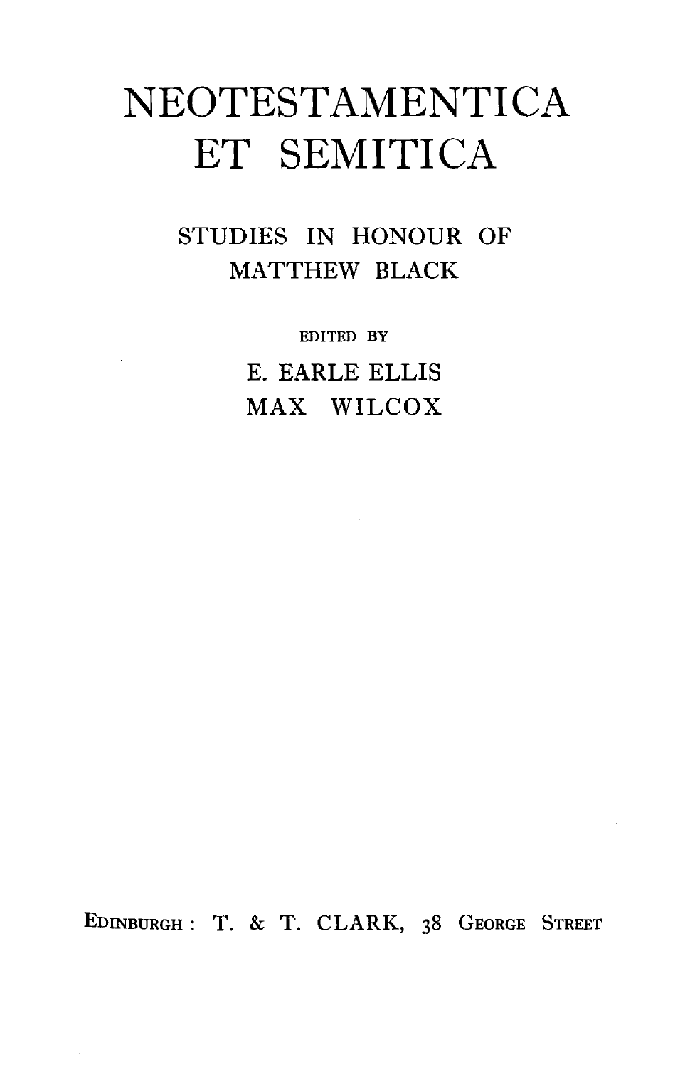# NEOTESTAMENTICA ET SEMITICA

## STUDIES IN HONOUR OF MATTHEW BLACK

EDITED BY

E. EARLE ELLIS

MAX WILCOX

EDINBURGH : T. & T. CLARK, 38 GEORGE STREET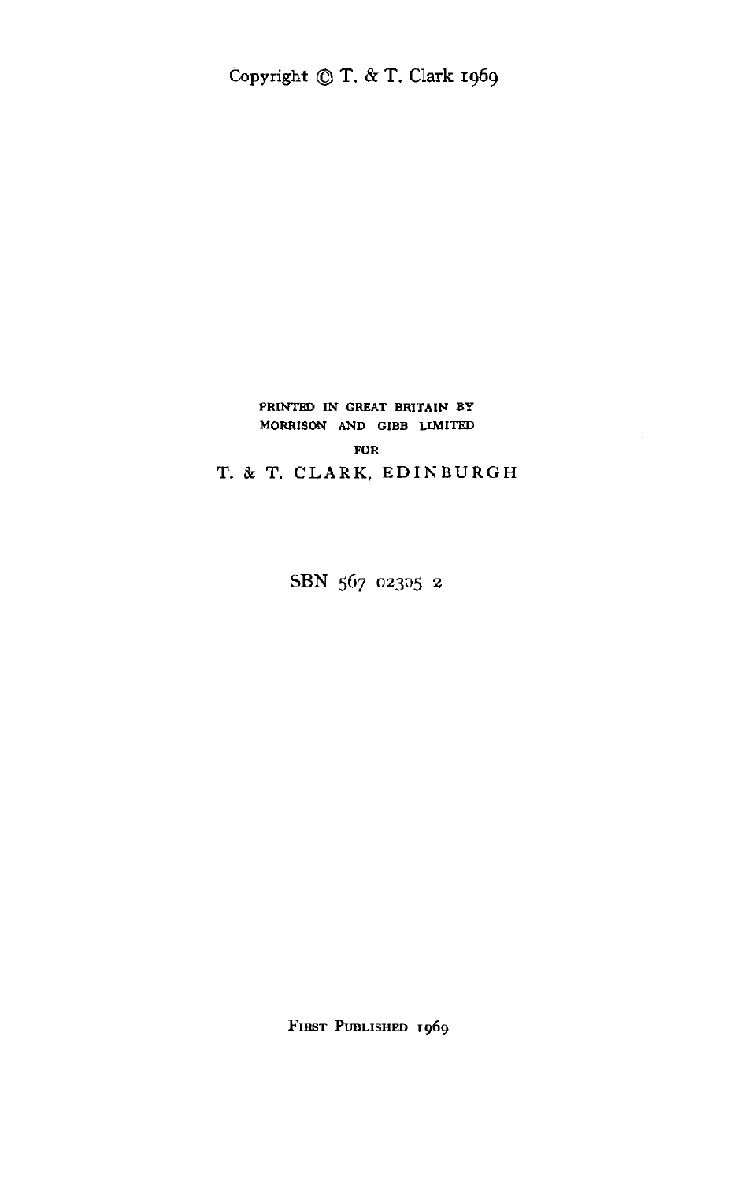Copyright © T. & T. Clark 1969

PRINTED IN GREAT BRITAIN BY
MORRISON AND GIBB LIMITED
FOR
T. & T. CLARK, EDINBURGH

SBN 567 02305 2

FIRST PUBLISHED 1969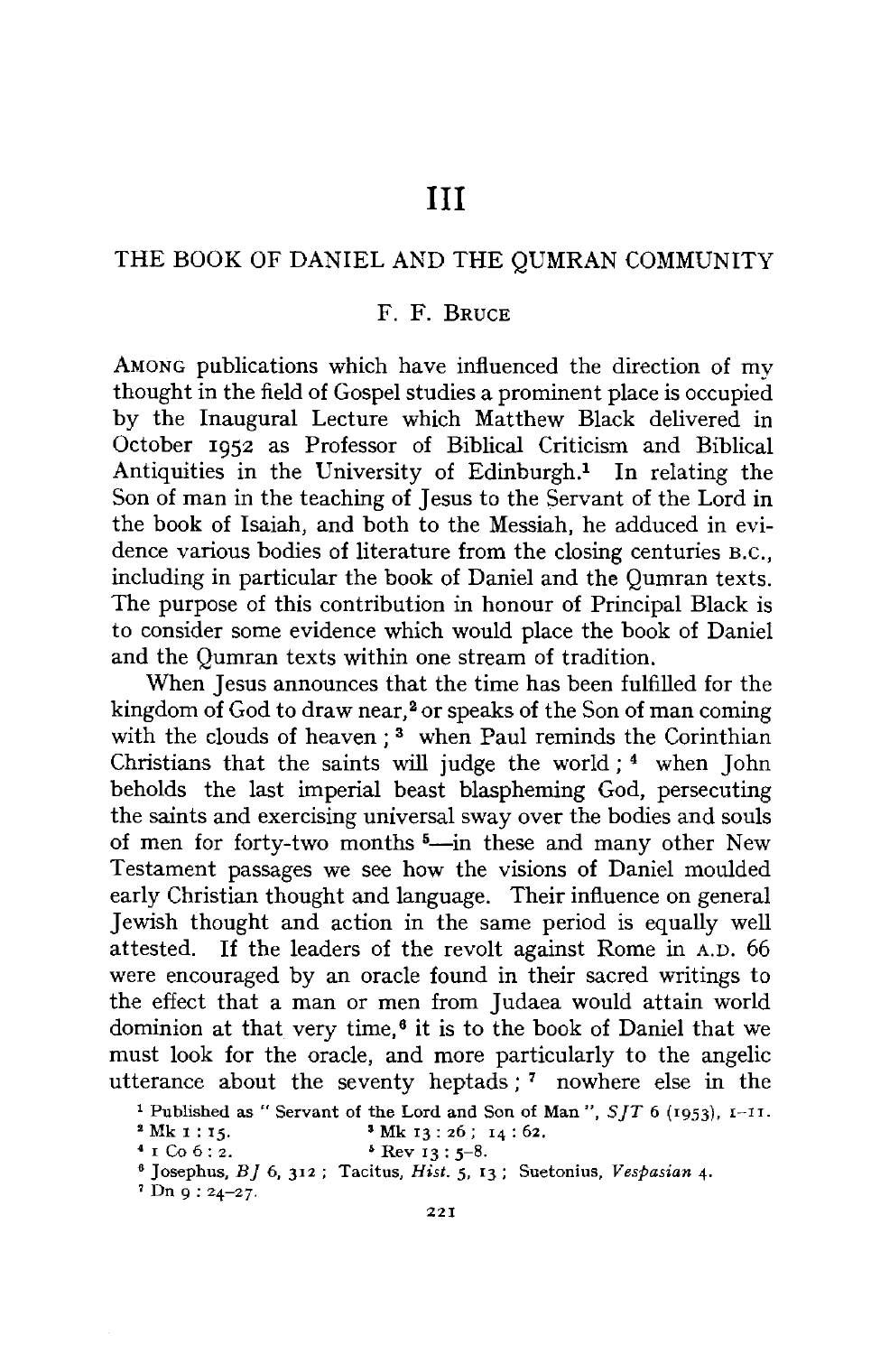# III

## THE BOOK OF DANIEL AND THE QUMRAN COMMUNITY

### F. F. Bruce

AMONG publications which have influenced the direction of my thought in the field of Gospel studies a prominent place is occupied by the Inaugural Lecture which Matthew Black delivered in October 1952 as Professor of Biblical Criticism and Biblical Antiquities in the University of Edinburgh.[1] In relating the Son of man in the teaching of Jesus to the Servant of the Lord in the book of Isaiah, and both to the Messiah, he adduced in evidence various bodies of literature from the closing centuries B.C., including in particular the book of Daniel and the Qumran texts. The purpose of this contribution in honour of Principal Black is to consider some evidence which would place the book of Daniel and the Qumran texts within one stream of tradition.

When Jesus announces that the time has been fulfilled for the kingdom of God to draw near,[2] or speaks of the Son of man coming with the clouds of heaven;[3] when Paul reminds the Corinthian Christians that the saints will judge the world;[4] when John beholds the last imperial beast blaspheming God, persecuting the saints and exercising universal sway over the bodies and souls of men for forty-two months[5]—in these and many other New Testament passages we see how the visions of Daniel moulded early Christian thought and language. Their influence on general Jewish thought and action in the same period is equally well attested. If the leaders of the revolt against Rome in A.D. 66 were encouraged by an oracle found in their sacred writings to the effect that a man or men from Judaea would attain world dominion at that very time,[6] it is to the book of Daniel that we must look for the oracle, and more particularly to the angelic utterance about the seventy heptads;[7] nowhere else in the

[1] Published as "Servant of the Lord and Son of Man", *SJT* 6 (1953), 1–11.

[2] Mk 1 : 15.

[3] Mk 13 : 26; 14 : 62.

[4] 1 Co 6 : 2.

[5] Rev 13 : 5–8.

[6] Josephus, *BJ* 6, 312; Tacitus, *Hist.* 5, 13; Suetonius, *Vespasian* 4.

[7] Dn 9 : 24–27.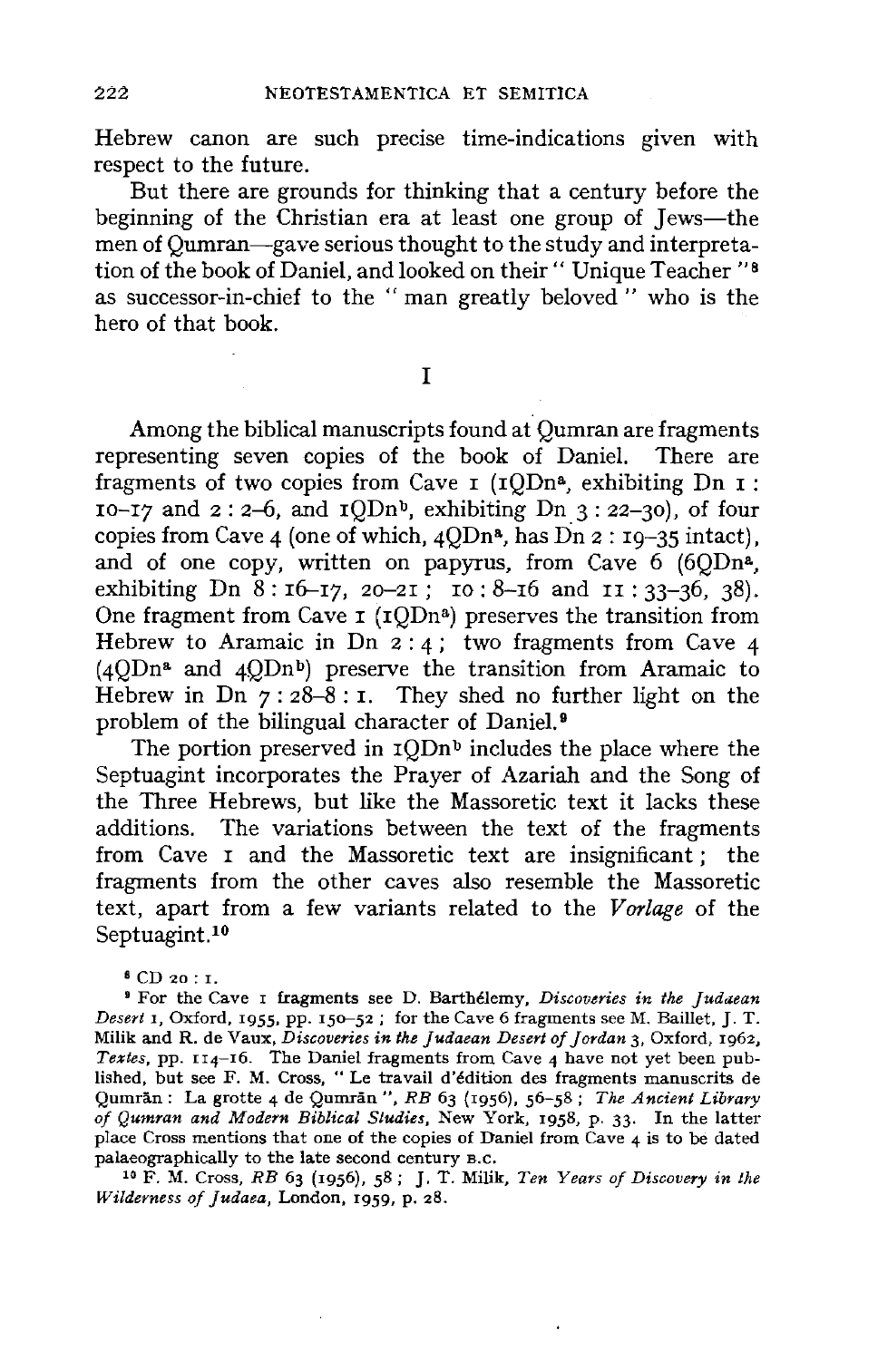Hebrew canon are such precise time-indications given with respect to the future.

But there are grounds for thinking that a century before the beginning of the Christian era at least one group of Jews—the men of Qumran—gave serious thought to the study and interpretation of the book of Daniel, and looked on their "Unique Teacher"[8] as successor-in-chief to the "man greatly beloved" who is the hero of that book.

## I

Among the biblical manuscripts found at Qumran are fragments representing seven copies of the book of Daniel. There are fragments of two copies from Cave 1 (1QDn[a], exhibiting Dn 1 : 10–17 and 2 : 2–6, and 1QDn[b], exhibiting Dn 3 : 22–30), of four copies from Cave 4 (one of which, 4QDn[a], has Dn 2 : 19–35 intact), and of one copy, written on papyrus, from Cave 6 (6QDn[a], exhibiting Dn 8 : 16–17, 20–21; 10 : 8–16 and 11 : 33–36, 38). One fragment from Cave 1 (1QDn[a]) preserves the transition from Hebrew to Aramaic in Dn 2 : 4; two fragments from Cave 4 (4QDn[a] and 4QDn[b]) preserve the transition from Aramaic to Hebrew in Dn 7 : 28–8 : 1. They shed no further light on the problem of the bilingual character of Daniel.[9]

The portion preserved in 1QDn[b] includes the place where the Septuagint incorporates the Prayer of Azariah and the Song of the Three Hebrews, but like the Massoretic text it lacks these additions. The variations between the text of the fragments from Cave 1 and the Massoretic text are insignificant; the fragments from the other caves also resemble the Massoretic text, apart from a few variants related to the *Vorlage* of the Septuagint.[10]

[8] CD 20 : 1.

[9] For the Cave 1 fragments see D. Barthélemy, *Discoveries in the Judaean Desert* 1, Oxford, 1955, pp. 150–52; for the Cave 6 fragments see M. Baillet, J. T. Milik and R. de Vaux, *Discoveries in the Judaean Desert of Jordan* 3, Oxford, 1962, *Textes*, pp. 114–16. The Daniel fragments from Cave 4 have not yet been published, but see F. M. Cross, "Le travail d'édition des fragments manuscrits de Qumrân: La grotte 4 de Qumrân", *RB* 63 (1956), 56–58; *The Ancient Library of Qumran and Modern Biblical Studies*, New York, 1958, p. 33. In the latter place Cross mentions that one of the copies of Daniel from Cave 4 is to be dated palaeographically to the late second century B.C.

[10] F. M. Cross, *RB* 63 (1956), 58; J. T. Milik, *Ten Years of Discovery in the Wilderness of Judaea*, London, 1959, p. 28.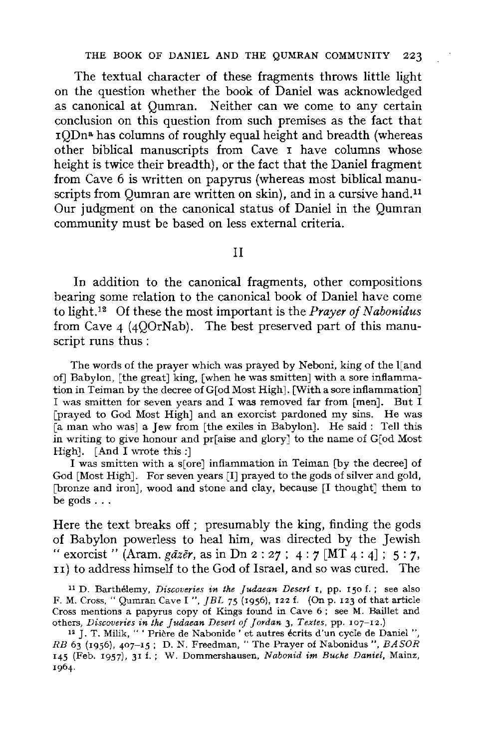The textual character of these fragments throws little light on the question whether the book of Daniel was acknowledged as canonical at Qumran. Neither can we come to any certain conclusion on this question from such premises as the fact that 1QDn[a] has columns of roughly equal height and breadth (whereas other biblical manuscripts from Cave 1 have columns whose height is twice their breadth), or the fact that the Daniel fragment from Cave 6 is written on papyrus (whereas most biblical manuscripts from Qumran are written on skin), and in a cursive hand.[11] Our judgment on the canonical status of Daniel in the Qumran community must be based on less external criteria.

## II

In addition to the canonical fragments, other compositions bearing some relation to the canonical book of Daniel have come to light.[12] Of these the most important is the *Prayer of Nabonidus* from Cave 4 (4QOrNab). The best preserved part of this manuscript runs thus:

> The words of the prayer which was prayed by Neboni, king of the l[and of] Babylon, [the great] king, [when he was smitten] with a sore inflammation in Teiman by the decree of G[od Most High]. [With a sore inflammation] I was smitten for seven years and I was removed far from [men]. But I [prayed to God Most High] and an exorcist pardoned my sins. He was [a man who was] a Jew from [the exiles in Babylon]. He said: Tell this in writing to give honour and pr[aise and glory] to the name of G[od Most High]. [And I wrote this:]
>
> I was smitten with a s[ore] inflammation in Teiman [by the decree] of God [Most High]. For seven years [I] prayed to the gods of silver and gold, [bronze and iron], wood and stone and clay, because [I thought] them to be gods . . .

Here the text breaks off; presumably the king, finding the gods of Babylon powerless to heal him, was directed by the Jewish "exorcist" (Aram. *gāzēr*, as in Dn 2 : 27; 4 : 7 [MT 4 : 4]; 5 : 7, 11) to address himself to the God of Israel, and so was cured. The

---

[11] D. Barthélemy, *Discoveries in the Judaean Desert* 1, pp. 150 f.; see also F. M. Cross, "Qumran Cave I", *JBL* 75 (1956), 122 f. (On p. 123 of that article Cross mentions a papyrus copy of Kings found in Cave 6; see M. Baillet and others, *Discoveries in the Judaean Desert of Jordan* 3, *Textes*, pp. 107–12.)

[12] J. T. Milik, "'Prière de Nabonide' et autres écrits d'un cycle de Daniel", *RB* 63 (1956), 407–15; D. N. Freedman, "The Prayer of Nabonidus", *BASOR* 145 (Feb. 1957), 31 f.; W. Dommershausen, *Nabonid im Buche Daniel*, Mainz, 1964.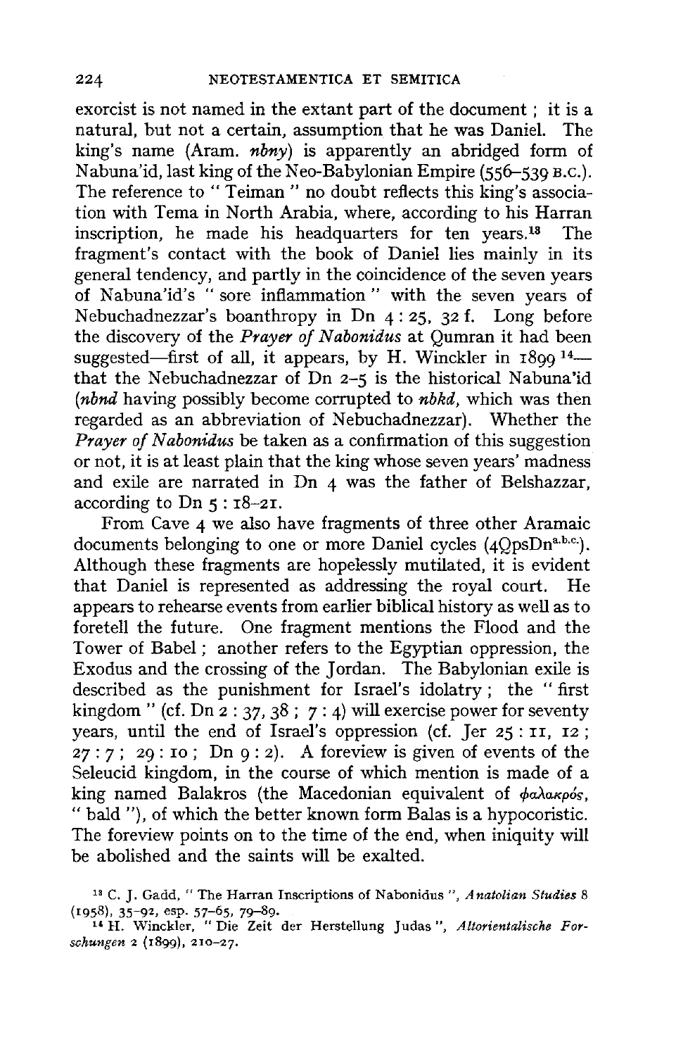exorcist is not named in the extant part of the document ; it is a natural, but not a certain, assumption that he was Daniel. The king's name (Aram. *nbny*) is apparently an abridged form of Nabuna'id, last king of the Neo-Babylonian Empire (556–539 B.C.). The reference to " Teiman " no doubt reflects this king's association with Tema in North Arabia, where, according to his Harran inscription, he made his headquarters for ten years.[13] The fragment's contact with the book of Daniel lies mainly in its general tendency, and partly in the coincidence of the seven years of Nabuna'id's " sore inflammation " with the seven years of Nebuchadnezzar's boanthropy in Dn 4 : 25, 32 f. Long before the discovery of the *Prayer of Nabonidus* at Qumran it had been suggested—first of all, it appears, by H. Winckler in 1899 [14]—that the Nebuchadnezzar of Dn 2–5 is the historical Nabuna'id (*nbnd* having possibly become corrupted to *nbkd*, which was then regarded as an abbreviation of Nebuchadnezzar). Whether the *Prayer of Nabonidus* be taken as a confirmation of this suggestion or not, it is at least plain that the king whose seven years' madness and exile are narrated in Dn 4 was the father of Belshazzar, according to Dn 5 : 18–21.

From Cave 4 we also have fragments of three other Aramaic documents belonging to one or more Daniel cycles (4QpsDn[a.b.c.]). Although these fragments are hopelessly mutilated, it is evident that Daniel is represented as addressing the royal court. He appears to rehearse events from earlier biblical history as well as to foretell the future. One fragment mentions the Flood and the Tower of Babel ; another refers to the Egyptian oppression, the Exodus and the crossing of the Jordan. The Babylonian exile is described as the punishment for Israel's idolatry ; the " first kingdom " (cf. Dn 2 : 37, 38 ; 7 : 4) will exercise power for seventy years, until the end of Israel's oppression (cf. Jer 25 : 11, 12 ; 27 : 7 ; 29 : 10 ; Dn 9 : 2). A foreview is given of events of the Seleucid kingdom, in the course of which mention is made of a king named Balakros (the Macedonian equivalent of φαλακρός, " bald "), of which the better known form Balas is a hypocoristic. The foreview points on to the time of the end, when iniquity will be abolished and the saints will be exalted.

[13] C. J. Gadd, " The Harran Inscriptions of Nabonidus ", *Anatolian Studies* 8 (1958), 35–92, esp. 57–65, 79–89.

[14] H. Winckler, " Die Zeit der Herstellung Judas ", *Altorientalische Forschungen* 2 (1899), 210–27.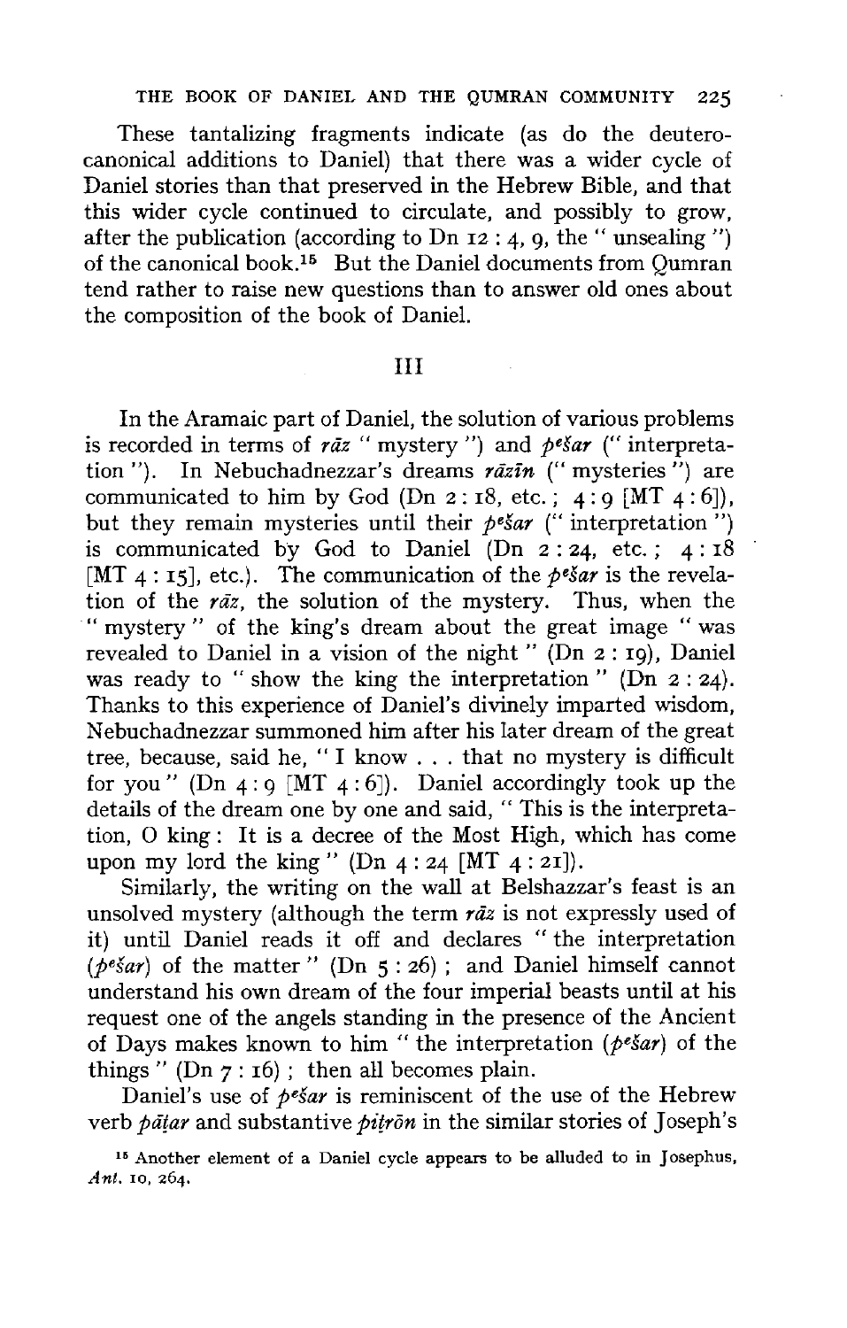These tantalizing fragments indicate (as do the deuterocanonical additions to Daniel) that there was a wider cycle of Daniel stories than that preserved in the Hebrew Bible, and that this wider cycle continued to circulate, and possibly to grow, after the publication (according to Dn 12 : 4, 9, the " unsealing ") of the canonical book.[15] But the Daniel documents from Qumran tend rather to raise new questions than to answer old ones about the composition of the book of Daniel.

## III

In the Aramaic part of Daniel, the solution of various problems is recorded in terms of *rāz* " mystery ") and *pešar* (" interpretation "). In Nebuchadnezzar's dreams *rāzīn* (" mysteries ") are communicated to him by God (Dn 2 : 18, etc. ; 4 : 9 [MT 4 : 6]), but they remain mysteries until their *pešar* (" interpretation ") is communicated by God to Daniel (Dn 2 : 24, etc. ; 4 : 18 [MT 4 : 15], etc.). The communication of the *pešar* is the revelation of the *rāz*, the solution of the mystery. Thus, when the " mystery " of the king's dream about the great image " was revealed to Daniel in a vision of the night " (Dn 2 : 19), Daniel was ready to " show the king the interpretation " (Dn 2 : 24). Thanks to this experience of Daniel's divinely imparted wisdom, Nebuchadnezzar summoned him after his later dream of the great tree, because, said he, " I know . . . that no mystery is difficult for you " (Dn 4 : 9 [MT 4 : 6]). Daniel accordingly took up the details of the dream one by one and said, " This is the interpretation, O king : It is a decree of the Most High, which has come upon my lord the king " (Dn 4 : 24 [MT 4 : 21]).

Similarly, the writing on the wall at Belshazzar's feast is an unsolved mystery (although the term *rāz* is not expressly used of it) until Daniel reads it off and declares " the interpretation (*pešar*) of the matter " (Dn 5 : 26) ; and Daniel himself cannot understand his own dream of the four imperial beasts until at his request one of the angels standing in the presence of the Ancient of Days makes known to him " the interpretation (*pešar*) of the things " (Dn 7 : 16) ; then all becomes plain.

Daniel's use of *pešar* is reminiscent of the use of the Hebrew verb *pāṭar* and substantive *piṭrōn* in the similar stories of Joseph's

[15] Another element of a Daniel cycle appears to be alluded to in Josephus, *Ant.* 10, 264.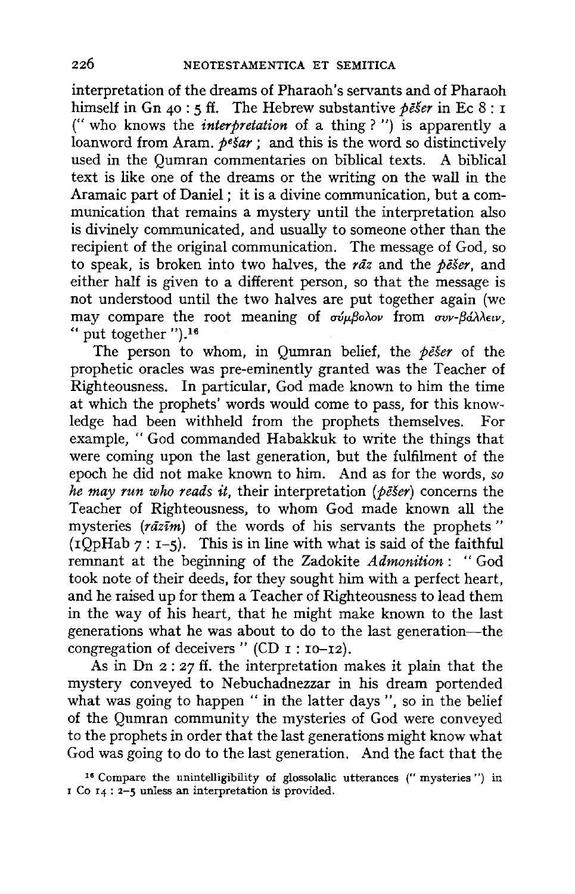interpretation of the dreams of Pharaoh's servants and of Pharaoh himself in Gn 40 : 5 ff. The Hebrew substantive *pēšer* in Ec 8 : 1 (" who knows the *interpretation* of a thing ? ") is apparently a loanword from Aram. *pešar* ; and this is the word so distinctively used in the Qumran commentaries on biblical texts. A biblical text is like one of the dreams or the writing on the wall in the Aramaic part of Daniel ; it is a divine communication, but a communication that remains a mystery until the interpretation also is divinely communicated, and usually to someone other than the recipient of the original communication. The message of God, so to speak, is broken into two halves, the *rāz* and the *pēšer*, and either half is given to a different person, so that the message is not understood until the two halves are put together again (we may compare the root meaning of σύμβολον from συν-βάλλειν, " put together ").[16]

The person to whom, in Qumran belief, the *pēšer* of the prophetic oracles was pre-eminently granted was the Teacher of Righteousness. In particular, God made known to him the time at which the prophets' words would come to pass, for this knowledge had been withheld from the prophets themselves. For example, " God commanded Habakkuk to write the things that were coming upon the last generation, but the fulfilment of the epoch he did not make known to him. And as for the words, *so he may run who reads it*, their interpretation (*pēšer*) concerns the Teacher of Righteousness, to whom God made known all the mysteries (*rāzīm*) of the words of his servants the prophets " (1QpHab 7 : 1–5). This is in line with what is said of the faithful remnant at the beginning of the Zadokite *Admonition* : " God took note of their deeds, for they sought him with a perfect heart, and he raised up for them a Teacher of Righteousness to lead them in the way of his heart, that he might make known to the last generations what he was about to do to the last generation—the congregation of deceivers " (CD 1 : 10–12).

As in Dn 2 : 27 ff. the interpretation makes it plain that the mystery conveyed to Nebuchadnezzar in his dream portended what was going to happen " in the latter days ", so in the belief of the Qumran community the mysteries of God were conveyed to the prophets in order that the last generations might know what God was going to do to the last generation. And the fact that the

[16] Compare the unintelligibility of glossolalic utterances (" mysteries ") in 1 Co 14 : 2–5 unless an interpretation is provided.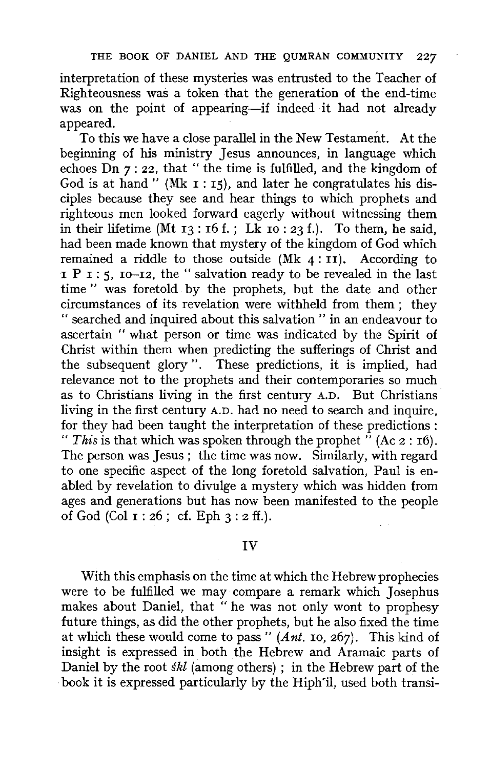interpretation of these mysteries was entrusted to the Teacher of Righteousness was a token that the generation of the end-time was on the point of appearing—if indeed it had not already appeared.

To this we have a close parallel in the New Testament. At the beginning of his ministry Jesus announces, in language which echoes Dn 7 : 22, that " the time is fulfilled, and the kingdom of God is at hand " (Mk 1 : 15), and later he congratulates his disciples because they see and hear things to which prophets and righteous men looked forward eagerly without witnessing them in their lifetime (Mt 13 : 16 f. ; Lk 10 : 23 f.). To them, he said, had been made known that mystery of the kingdom of God which remained a riddle to those outside (Mk 4 : 11). According to 1 P 1 : 5, 10–12, the " salvation ready to be revealed in the last time " was foretold by the prophets, but the date and other circumstances of its revelation were withheld from them ; they " searched and inquired about this salvation " in an endeavour to ascertain " what person or time was indicated by the Spirit of Christ within them when predicting the sufferings of Christ and the subsequent glory ". These predictions, it is implied, had relevance not to the prophets and their contemporaries so much as to Christians living in the first century A.D. But Christians living in the first century A.D. had no need to search and inquire, for they had been taught the interpretation of these predictions : " *This* is that which was spoken through the prophet " (Ac 2 : 16). The person was Jesus ; the time was now. Similarly, with regard to one specific aspect of the long foretold salvation, Paul is enabled by revelation to divulge a mystery which was hidden from ages and generations but has now been manifested to the people of God (Col 1 : 26 ; cf. Eph 3 : 2 ff.).

## IV

With this emphasis on the time at which the Hebrew prophecies were to be fulfilled we may compare a remark which Josephus makes about Daniel, that " he was not only wont to prophesy future things, as did the other prophets, but he also fixed the time at which these would come to pass " (*Ant.* 10, 267). This kind of insight is expressed in both the Hebrew and Aramaic parts of Daniel by the root *śkl* (among others) ; in the Hebrew part of the book it is expressed particularly by the Hiphʿil, used both transi-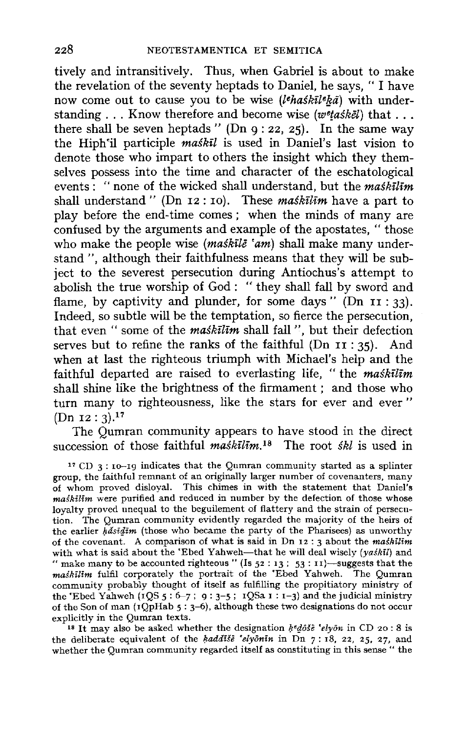tively and intransitively. Thus, when Gabriel is about to make the revelation of the seventy heptads to Daniel, he says, " I have now come out to cause you to be wise (*lehaśkîlekā*) with understanding . . . Know therefore and become wise (*weṯaśkēl*) that . . . there shall be seven heptads " (Dn 9 : 22, 25). In the same way the Hiph'il participle *maśkîl* is used in Daniel's last vision to denote those who impart to others the insight which they themselves possess into the time and character of the eschatological events : " none of the wicked shall understand, but the *maśkîlîm* shall understand " (Dn 12 : 10). These *maśkîlîm* have a part to play before the end-time comes ; when the minds of many are confused by the arguments and example of the apostates, " those who make the people wise (*maśkîlê 'am*) shall make many understand ", although their faithfulness means that they will be subject to the severest persecution during Antiochus's attempt to abolish the true worship of God : " they shall fall by sword and flame, by captivity and plunder, for some days " (Dn 11 : 33). Indeed, so subtle will be the temptation, so fierce the persecution, that even " some of the *maśkîlîm* shall fall ", but their defection serves but to refine the ranks of the faithful (Dn 11 : 35). And when at last the righteous triumph with Michael's help and the faithful departed are raised to everlasting life, " the *maśkîlîm* shall shine like the brightness of the firmament ; and those who turn many to righteousness, like the stars for ever and ever " (Dn 12 : 3).[17]

The Qumran community appears to have stood in the direct succession of those faithful *maśkîlîm*.[18] The root *śkl* is used in

[17] CD 3 : 10–19 indicates that the Qumran community started as a splinter group, the faithful remnant of an originally larger number of covenanters, many of whom proved disloyal. This chimes in with the statement that Daniel's *maśkîlîm* were purified and reduced in number by the defection of those whose loyalty proved unequal to the beguilement of flattery and the strain of persecution. The Qumran community evidently regarded the majority of the heirs of the earlier *ḥăsîḏîm* (those who became the party of the Pharisees) as unworthy of the covenant. A comparison of what is said in Dn 12 : 3 about the *maśkîlîm* with what is said about the 'Ebed Yahweh—that he will deal wisely (*yaśkîl*) and " make many to be accounted righteous " (Is 52 : 13 ; 53 : 11)—suggests that the *maśkîlîm* fulfil corporately the portrait of the 'Ebed Yahweh. The Qumran community probably thought of itself as fulfilling the propitiatory ministry of the 'Ebed Yahweh (1QS 5 : 6–7 ; 9 : 3–5 ; 1QSa 1 : 1–3) and the judicial ministry of the Son of man (1QpHab 5 : 3–6), although these two designations do not occur explicitly in the Qumran texts.

[18] It may also be asked whether the designation *ḳeḏôšê 'elyôn* in CD 20 : 8 is the deliberate equivalent of the *ḳaddîšê 'elyônîn* in Dn 7 : 18, 22, 25, 27, and whether the Qumran community regarded itself as constituting in this sense " the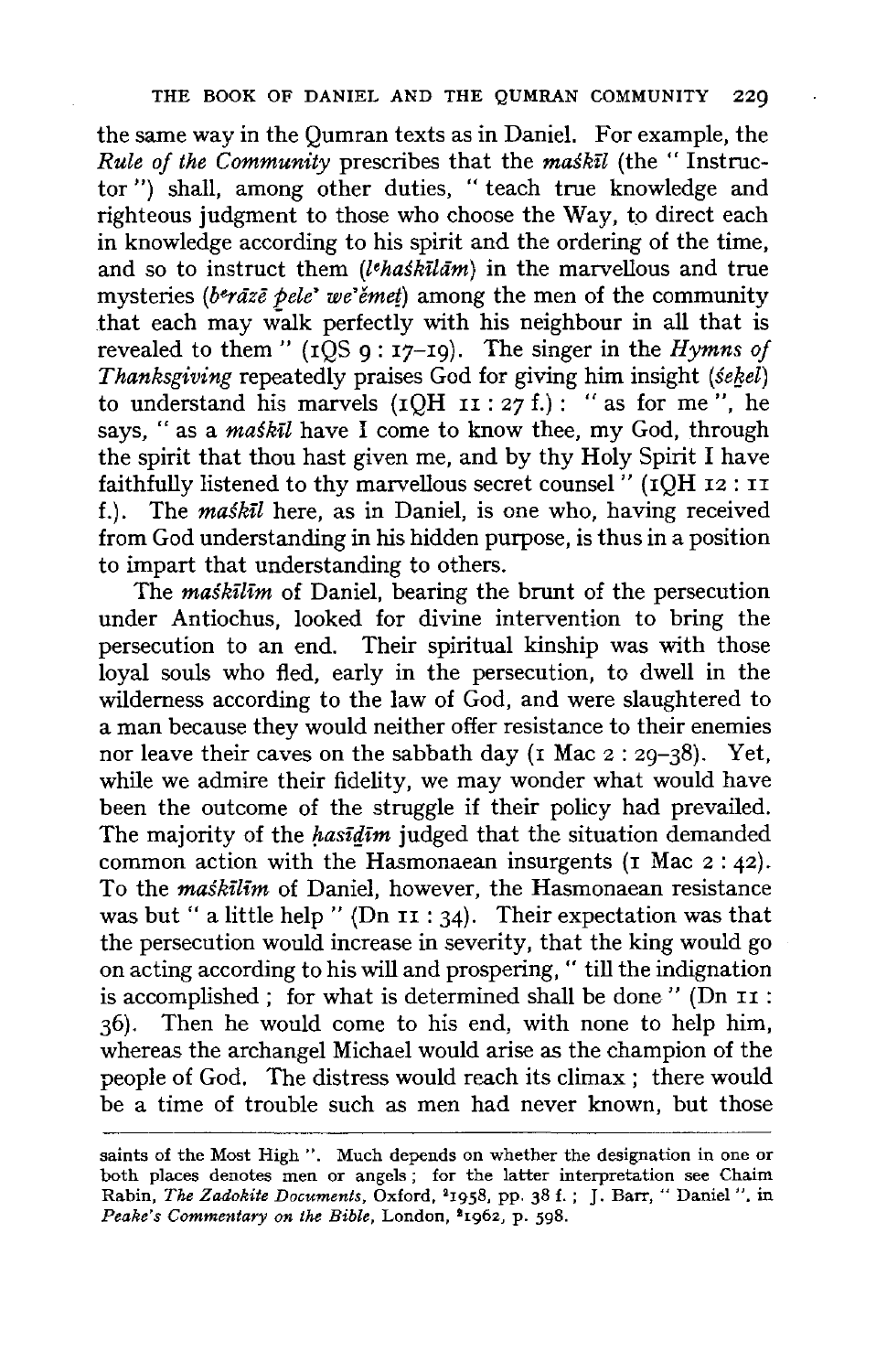the same way in the Qumran texts as in Daniel. For example, the *Rule of the Community* prescribes that the *maśkīl* (the " Instructor ") shall, among other duties, " teach true knowledge and righteous judgment to those who choose the Way, to direct each in knowledge according to his spirit and the ordering of the time, and so to instruct them (*lᵉhaśkīlām*) in the marvellous and true mysteries (*bᵉrāzē pele' we'ĕmet*) among the men of the community that each may walk perfectly with his neighbour in all that is revealed to them " (1QS 9 : 17–19). The singer in the *Hymns of Thanksgiving* repeatedly praises God for giving him insight (*śeḵel*) to understand his marvels (1QH 11 : 27 f.) : " as for me ", he says, " as a *maśkīl* have I come to know thee, my God, through the spirit that thou hast given me, and by thy Holy Spirit I have faithfully listened to thy marvellous secret counsel " (1QH 12 : 11 f.). The *maśkīl* here, as in Daniel, is one who, having received from God understanding in his hidden purpose, is thus in a position to impart that understanding to others.

The *maśkīlīm* of Daniel, bearing the brunt of the persecution under Antiochus, looked for divine intervention to bring the persecution to an end. Their spiritual kinship was with those loyal souls who fled, early in the persecution, to dwell in the wilderness according to the law of God, and were slaughtered to a man because they would neither offer resistance to their enemies nor leave their caves on the sabbath day (1 Mac 2 : 29–38). Yet, while we admire their fidelity, we may wonder what would have been the outcome of the struggle if their policy had prevailed. The majority of the *ḥasīdīm* judged that the situation demanded common action with the Hasmonaean insurgents (1 Mac 2 : 42). To the *maśkīlīm* of Daniel, however, the Hasmonaean resistance was but " a little help " (Dn 11 : 34). Their expectation was that the persecution would increase in severity, that the king would go on acting according to his will and prospering, " till the indignation is accomplished ; for what is determined shall be done " (Dn 11 : 36). Then he would come to his end, with none to help him, whereas the archangel Michael would arise as the champion of the people of God. The distress would reach its climax ; there would be a time of trouble such as men had never known, but those

---

saints of the Most High ". Much depends on whether the designation in one or both places denotes men or angels ; for the latter interpretation see Chaim Rabin, *The Zadokite Documents*, Oxford, [2]1958, pp. 38 f. ; J. Barr, " Daniel ", in *Peake's Commentary on the Bible*, London, [2]1962, p. 598.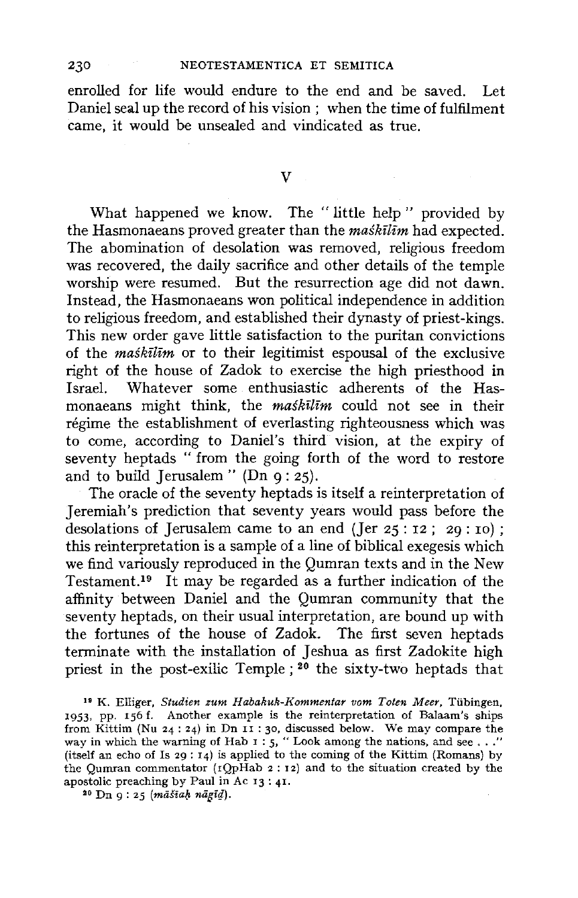enrolled for life would endure to the end and be saved. Let Daniel seal up the record of his vision ; when the time of fulfilment came, it would be unsealed and vindicated as true.

## V

What happened we know. The " little help " provided by the Hasmonaeans proved greater than the *maśkīlīm* had expected. The abomination of desolation was removed, religious freedom was recovered, the daily sacrifice and other details of the temple worship were resumed. But the resurrection age did not dawn. Instead, the Hasmonaeans won political independence in addition to religious freedom, and established their dynasty of priest-kings. This new order gave little satisfaction to the puritan convictions of the *maśkīlīm* or to their legitimist espousal of the exclusive right of the house of Zadok to exercise the high priesthood in Israel. Whatever some enthusiastic adherents of the Hasmonaeans might think, the *maśkīlīm* could not see in their régime the establishment of everlasting righteousness which was to come, according to Daniel's third vision, at the expiry of seventy heptads " from the going forth of the word to restore and to build Jerusalem " (Dn 9 : 25).

The oracle of the seventy heptads is itself a reinterpretation of Jeremiah's prediction that seventy years would pass before the desolations of Jerusalem came to an end (Jer 25 : 12 ; 29 : 10) ; this reinterpretation is a sample of a line of biblical exegesis which we find variously reproduced in the Qumran texts and in the New Testament.[19] It may be regarded as a further indication of the affinity between Daniel and the Qumran community that the seventy heptads, on their usual interpretation, are bound up with the fortunes of the house of Zadok. The first seven heptads terminate with the installation of Jeshua as first Zadokite high priest in the post-exilic Temple ;[20] the sixty-two heptads that

[19] K. Elliger, *Studien zum Habakuk-Kommentar vom Toten Meer*, Tübingen, 1953, pp. 156 f. Another example is the reinterpretation of Balaam's ships from Kittim (Nu 24 : 24) in Dn 11 : 30, discussed below. We may compare the way in which the warning of Hab 1 : 5, " Look among the nations, and see . . ." (itself an echo of Is 29 : 14) is applied to the coming of the Kittim (Romans) by the Qumran commentator (1QpHab 2 : 12) and to the situation created by the apostolic preaching by Paul in Ac 13 : 41.

[20] Dn 9 : 25 (*māšîaḥ nāgîd*).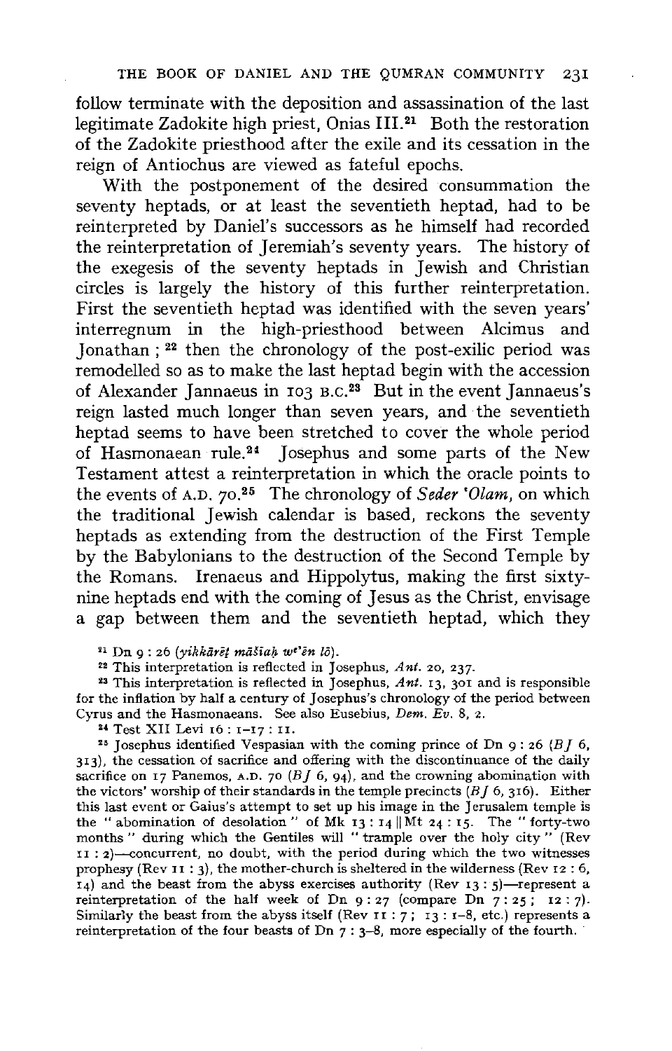follow terminate with the deposition and assassination of the last legitimate Zadokite high priest, Onias III.[21] Both the restoration of the Zadokite priesthood after the exile and its cessation in the reign of Antiochus are viewed as fateful epochs.

With the postponement of the desired consummation the seventy heptads, or at least the seventieth heptad, had to be reinterpreted by Daniel's successors as he himself had recorded the reinterpretation of Jeremiah's seventy years. The history of the exegesis of the seventy heptads in Jewish and Christian circles is largely the history of this further reinterpretation. First the seventieth heptad was identified with the seven years' interregnum in the high-priesthood between Alcimus and Jonathan ; [22] then the chronology of the post-exilic period was remodelled so as to make the last heptad begin with the accession of Alexander Jannaeus in 103 B.C.[23] But in the event Jannaeus's reign lasted much longer than seven years, and the seventieth heptad seems to have been stretched to cover the whole period of Hasmonaean rule.[24] Josephus and some parts of the New Testament attest a reinterpretation in which the oracle points to the events of A.D. 70.[25] The chronology of *Seder 'Olam*, on which the traditional Jewish calendar is based, reckons the seventy heptads as extending from the destruction of the First Temple by the Babylonians to the destruction of the Second Temple by the Romans. Irenaeus and Hippolytus, making the first sixty-nine heptads end with the coming of Jesus as the Christ, envisage a gap between them and the seventieth heptad, which they

[21] Dn 9 : 26 (*yikkārēṯ māšîaḥ we'ên lô*).

[22] This interpretation is reflected in Josephus, *Ant.* 20, 237.

[23] This interpretation is reflected in Josephus, *Ant.* 13, 301 and is responsible for the inflation by half a century of Josephus's chronology of the period between Cyrus and the Hasmonaeans. See also Eusebius, *Dem. Ev.* 8, 2.

[24] Test XII Levi 16 : 1–17 : 11.

[25] Josephus identified Vespasian with the coming prince of Dn 9 : 26 (*BJ* 6, 313), the cessation of sacrifice and offering with the discontinuance of the daily sacrifice on 17 Panemos, A.D. 70 (*BJ* 6, 94), and the crowning abomination with the victors' worship of their standards in the temple precincts (*BJ* 6, 316). Either this last event or Gaius's attempt to set up his image in the Jerusalem temple is the "abomination of desolation" of Mk 13 : 14 || Mt 24 : 15. The "forty-two months" during which the Gentiles will "trample over the holy city" (Rev 11 : 2)—concurrent, no doubt, with the period during which the two witnesses prophesy (Rev 11 : 3), the mother-church is sheltered in the wilderness (Rev 12 : 6, 14) and the beast from the abyss exercises authority (Rev 13 : 5)—represent a reinterpretation of the half week of Dn 9 : 27 (compare Dn 7 : 25 ; 12 : 7). Similarly the beast from the abyss itself (Rev 11 : 7 ; 13 : 1–8, etc.) represents a reinterpretation of the four beasts of Dn 7 : 3–8, more especially of the fourth.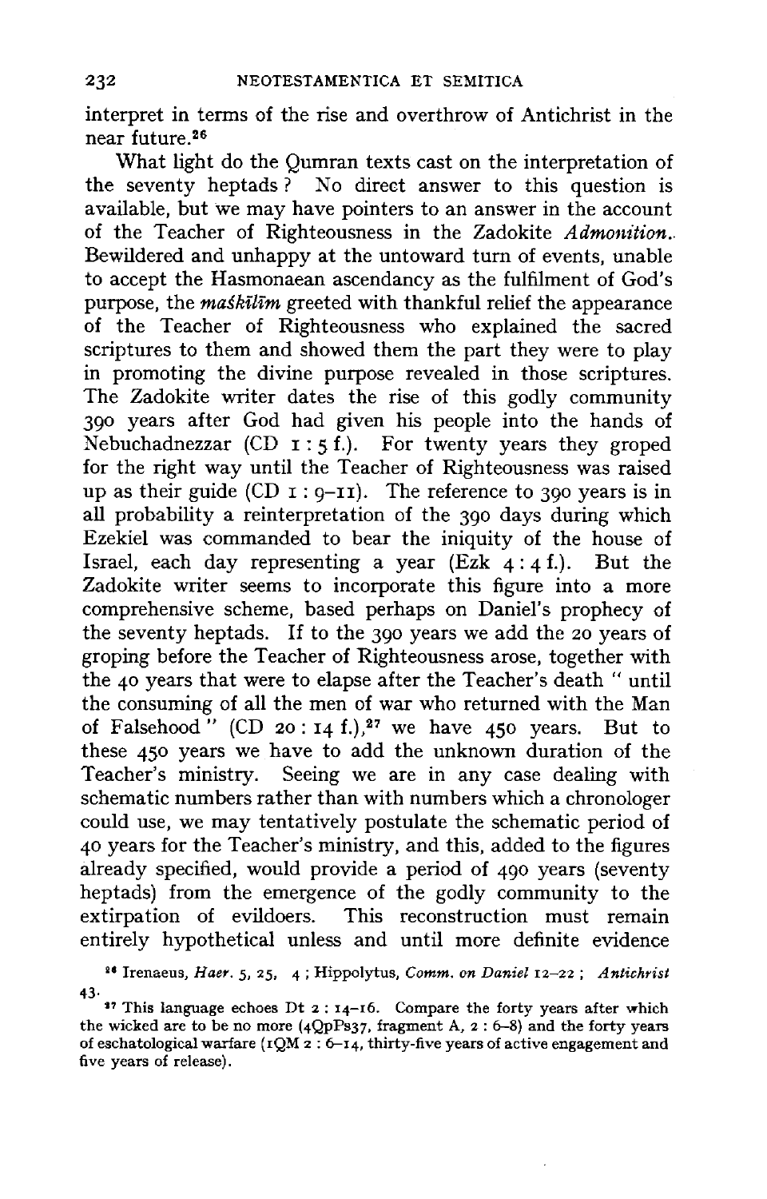interpret in terms of the rise and overthrow of Antichrist in the near future.[26]

What light do the Qumran texts cast on the interpretation of the seventy heptads? No direct answer to this question is available, but we may have pointers to an answer in the account of the Teacher of Righteousness in the Zadokite *Admonition*. Bewildered and unhappy at the untoward turn of events, unable to accept the Hasmonaean ascendancy as the fulfilment of God's purpose, the *maśkîlîm* greeted with thankful relief the appearance of the Teacher of Righteousness who explained the sacred scriptures to them and showed them the part they were to play in promoting the divine purpose revealed in those scriptures. The Zadokite writer dates the rise of this godly community 390 years after God had given his people into the hands of Nebuchadnezzar (CD 1 : 5 f.). For twenty years they groped for the right way until the Teacher of Righteousness was raised up as their guide (CD 1 : 9–11). The reference to 390 years is in all probability a reinterpretation of the 390 days during which Ezekiel was commanded to bear the iniquity of the house of Israel, each day representing a year (Ezk 4 : 4 f.). But the Zadokite writer seems to incorporate this figure into a more comprehensive scheme, based perhaps on Daniel's prophecy of the seventy heptads. If to the 390 years we add the 20 years of groping before the Teacher of Righteousness arose, together with the 40 years that were to elapse after the Teacher's death " until the consuming of all the men of war who returned with the Man of Falsehood " (CD 20 : 14 f.),[27] we have 450 years. But to these 450 years we have to add the unknown duration of the Teacher's ministry. Seeing we are in any case dealing with schematic numbers rather than with numbers which a chronologer could use, we may tentatively postulate the schematic period of 40 years for the Teacher's ministry, and this, added to the figures already specified, would provide a period of 490 years (seventy heptads) from the emergence of the godly community to the extirpation of evildoers. This reconstruction must remain entirely hypothetical unless and until more definite evidence

[26] Irenaeus, *Haer.* 5, 25, 4 ; Hippolytus, *Comm. on Daniel* 12–22 ; *Antichrist* 43.

[27] This language echoes Dt 2 : 14–16. Compare the forty years after which the wicked are to be no more (4QpPs37, fragment A, 2 : 6–8) and the forty years of eschatological warfare (1QM 2 : 6–14, thirty-five years of active engagement and five years of release).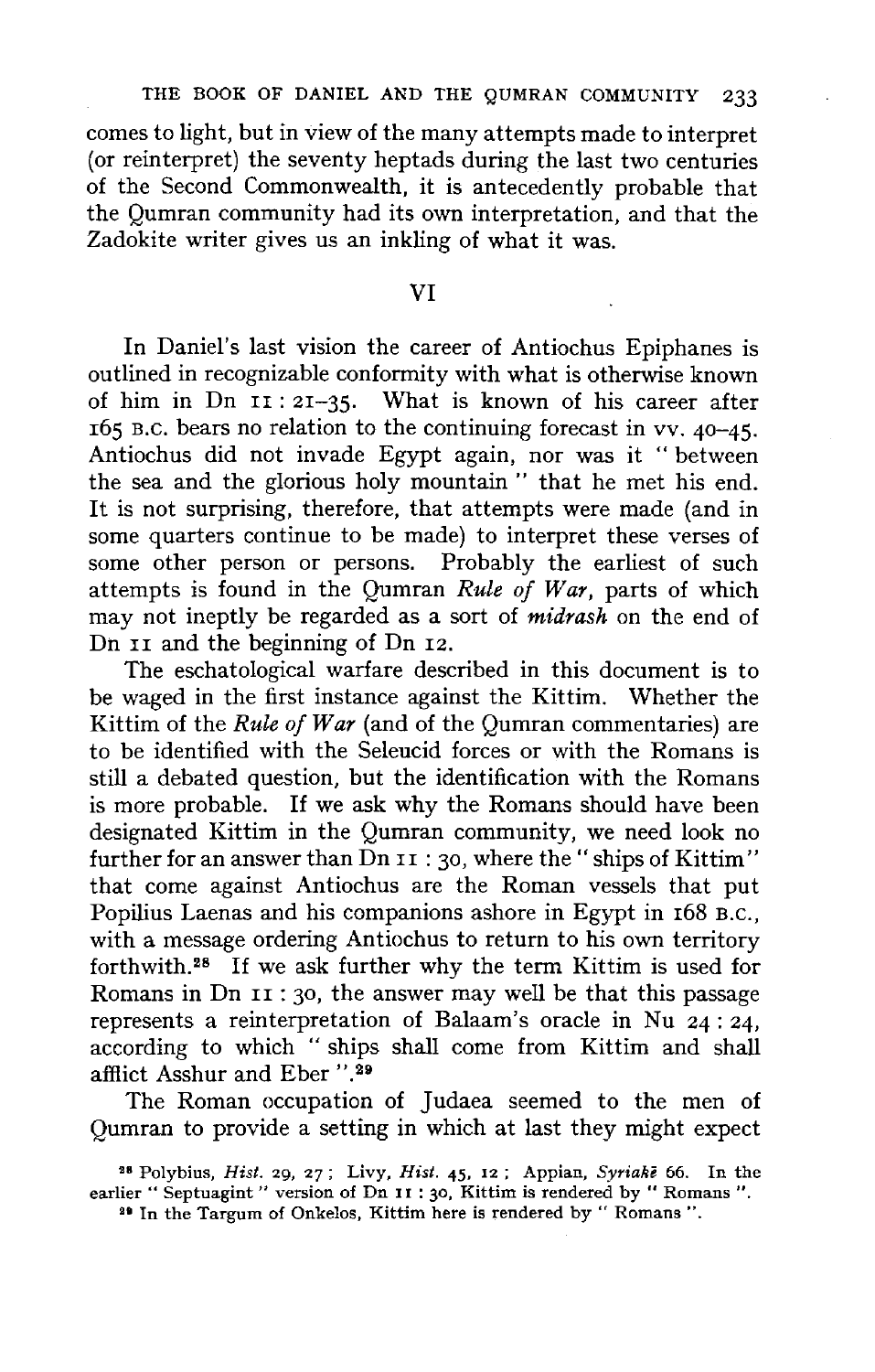comes to light, but in view of the many attempts made to interpret (or reinterpret) the seventy heptads during the last two centuries of the Second Commonwealth, it is antecedently probable that the Qumran community had its own interpretation, and that the Zadokite writer gives us an inkling of what it was.

## VI

In Daniel's last vision the career of Antiochus Epiphanes is outlined in recognizable conformity with what is otherwise known of him in Dn 11 : 21–35. What is known of his career after 165 B.C. bears no relation to the continuing forecast in vv. 40–45. Antiochus did not invade Egypt again, nor was it " between the sea and the glorious holy mountain " that he met his end. It is not surprising, therefore, that attempts were made (and in some quarters continue to be made) to interpret these verses of some other person or persons. Probably the earliest of such attempts is found in the Qumran *Rule of War*, parts of which may not ineptly be regarded as a sort of *midrash* on the end of Dn 11 and the beginning of Dn 12.

The eschatological warfare described in this document is to be waged in the first instance against the Kittim. Whether the Kittim of the *Rule of War* (and of the Qumran commentaries) are to be identified with the Seleucid forces or with the Romans is still a debated question, but the identification with the Romans is more probable. If we ask why the Romans should have been designated Kittim in the Qumran community, we need look no further for an answer than Dn 11 : 30, where the " ships of Kittim" that come against Antiochus are the Roman vessels that put Popilius Laenas and his companions ashore in Egypt in 168 B.C., with a message ordering Antiochus to return to his own territory forthwith.[28] If we ask further why the term Kittim is used for Romans in Dn 11 : 30, the answer may well be that this passage represents a reinterpretation of Balaam's oracle in Nu 24 : 24, according to which " ships shall come from Kittim and shall afflict Asshur and Eber ".[29]

The Roman occupation of Judaea seemed to the men of Qumran to provide a setting in which at last they might expect

[28] Polybius, *Hist.* 29, 27 ; Livy, *Hist.* 45, 12 ; Appian, *Syriakē* 66. In the earlier " Septuagint " version of Dn 11 : 30, Kittim is rendered by " Romans ".

[29] In the Targum of Onkelos, Kittim here is rendered by " Romans ".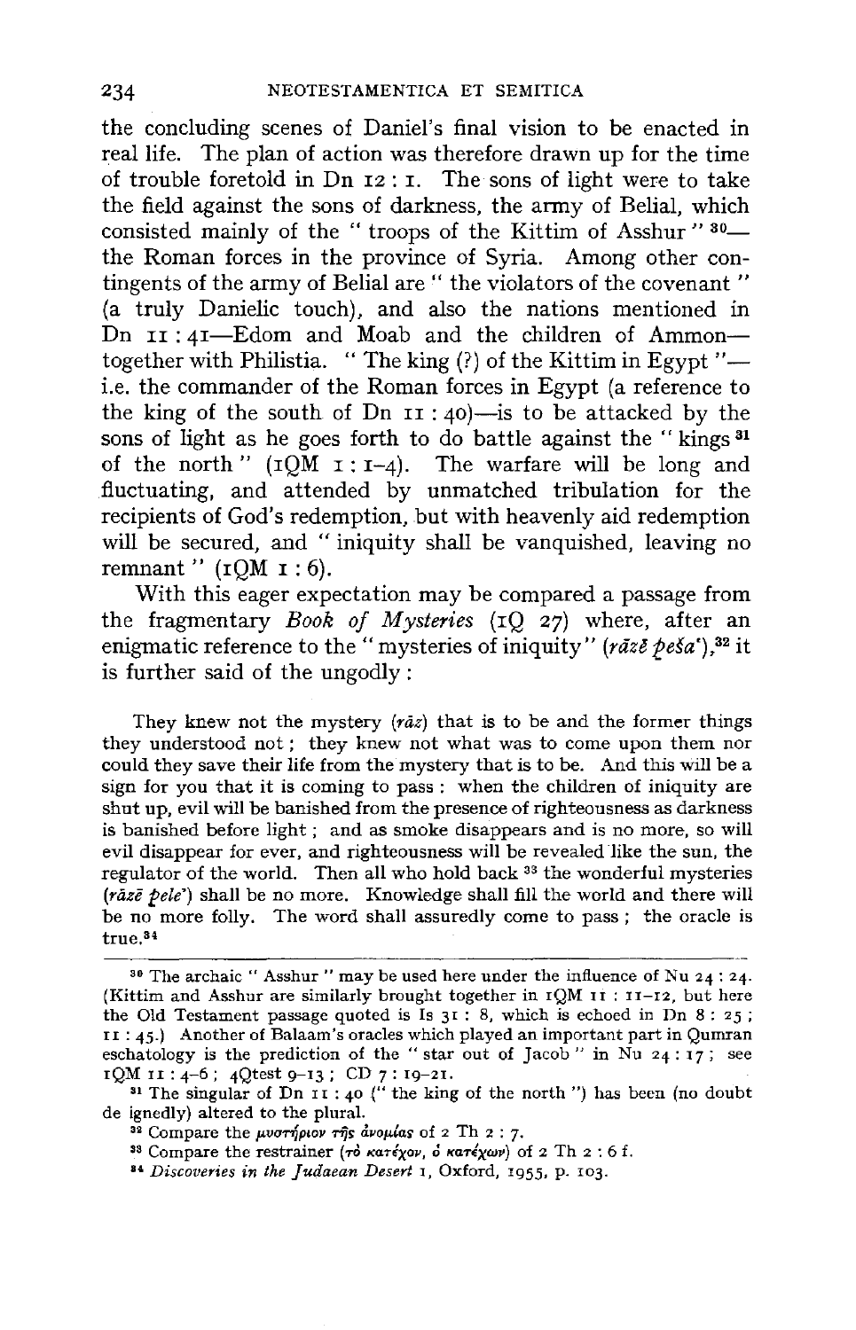the concluding scenes of Daniel's final vision to be enacted in real life. The plan of action was therefore drawn up for the time of trouble foretold in Dn 12 : 1. The sons of light were to take the field against the sons of darkness, the army of Belial, which consisted mainly of the " troops of the Kittim of Asshur "[30]— the Roman forces in the province of Syria. Among other contingents of the army of Belial are " the violators of the covenant " (a truly Danielic touch), and also the nations mentioned in Dn 11 : 41—Edom and Moab and the children of Ammon— together with Philistia. " The king (?) of the Kittim in Egypt "— i.e. the commander of the Roman forces in Egypt (a reference to the king of the south of Dn 11 : 40)—is to be attacked by the sons of light as he goes forth to do battle against the " kings[31] of the north " (1QM 1 : 1–4). The warfare will be long and fluctuating, and attended by unmatched tribulation for the recipients of God's redemption, but with heavenly aid redemption will be secured, and " iniquity shall be vanquished, leaving no remnant " (1QM 1 : 6).

With this eager expectation may be compared a passage from the fragmentary *Book of Mysteries* (1Q 27) where, after an enigmatic reference to the " mysteries of iniquity " (*rāzē peša'*),[32] it is further said of the ungodly :

> They knew not the mystery (*rāz*) that is to be and the former things they understood not ; they knew not what was to come upon them nor could they save their life from the mystery that is to be. And this will be a sign for you that it is coming to pass : when the children of iniquity are shut up, evil will be banished from the presence of righteousness as darkness is banished before light ; and as smoke disappears and is no more, so will evil disappear for ever, and righteousness will be revealed like the sun, the regulator of the world. Then all who hold back[33] the wonderful mysteries (*rāzē pele'*) shall be no more. Knowledge shall fill the world and there will be no more folly. The word shall assuredly come to pass ; the oracle is true.[34]

---

[30] The archaic " Asshur " may be used here under the influence of Nu 24 : 24. (Kittim and Asshur are similarly brought together in 1QM 11 : 11–12, but here the Old Testament passage quoted is Is 31 : 8, which is echoed in Dn 8 : 25 ; 11 : 45.) Another of Balaam's oracles which played an important part in Qumran eschatology is the prediction of the " star out of Jacob " in Nu 24 : 17 ; see 1QM 11 : 4–6 ; 4Qtest 9–13 ; CD 7 : 19–21.

[31] The singular of Dn 11 : 40 (" the king of the north ") has been (no doubt de ignedly) altered to the plural.

[32] Compare the μυστήριον τῆς ἀνομίας of 2 Th 2 : 7.

[33] Compare the restrainer (τὸ κατέχον, ὁ κατέχων) of 2 Th 2 : 6 f.

[34] *Discoveries in the Judaean Desert* 1, Oxford, 1955, p. 103.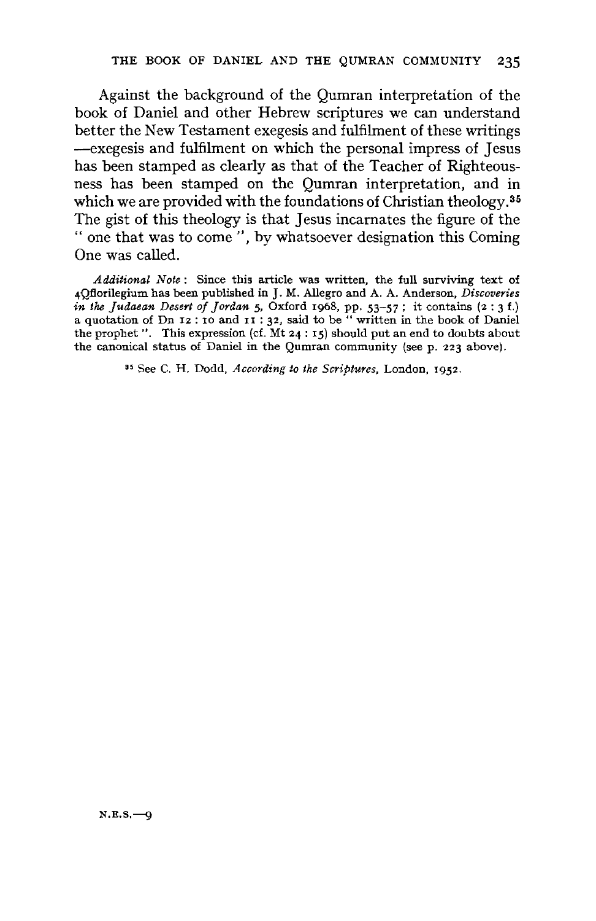Against the background of the Qumran interpretation of the book of Daniel and other Hebrew scriptures we can understand better the New Testament exegesis and fulfilment of these writings —exegesis and fulfilment on which the personal impress of Jesus has been stamped as clearly as that of the Teacher of Righteousness has been stamped on the Qumran interpretation, and in which we are provided with the foundations of Christian theology.[35] The gist of this theology is that Jesus incarnates the figure of the " one that was to come ", by whatsoever designation this Coming One was called.

*Additional Note*: Since this article was written, the full surviving text of 4Qflorilegium has been published in J. M. Allegro and A. A. Anderson, *Discoveries in the Judaean Desert of Jordan* 5, Oxford 1968, pp. 53–57 ; it contains (2 : 3 f.) a quotation of Dn 12 : 10 and 11 : 32, said to be " written in the book of Daniel the prophet ". This expression (cf. Mt 24 : 15) should put an end to doubts about the canonical status of Daniel in the Qumran community (see p. 223 above).

[35] See C. H. Dodd, *According to the Scriptures*, London, 1952.

N.E.S.—9